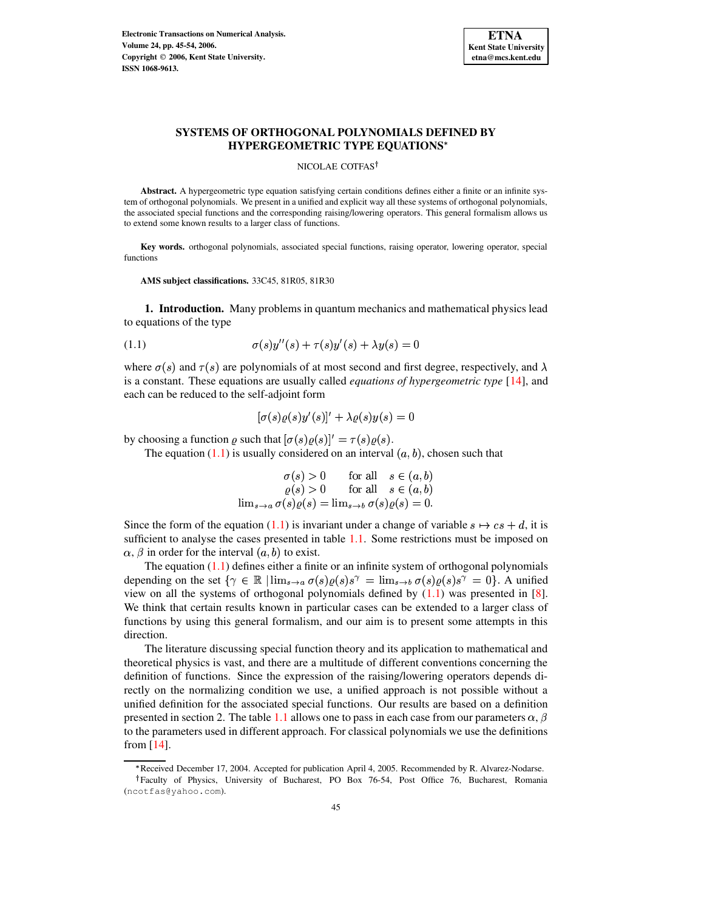# SYSTEMS OF ORTHOGONAL POLYNOMIALS DEFINED BY HYPERGEOMETRIC TYPE EQUATIONS*

NICOLAE COTFAS†

**Abstract.** A hypergeometric type equation satisfying certain conditions defines either a finite or an infinite system of orthogonal polynomials. We present in a unified and explicit way all these systems of orthogonal polynomials, the associated special functions and the corresponding raising/lowering operators. This general formalism allows us to extend some known results to a larger class of functions.

**Key words.** orthogonal polynomials, associated special functions, raising operator, lowering operator, special functions

**AMS subject classifications.** 33C45, 81R05, 81R30

## 1. Introduction.

Many problems in quantum mechanics and mathematical physics lead to equations of the type

$$\sigma(s)y''(s) + \tau(s)y'(s) + \lambda y(s) = 0 \tag{1.1}$$

where $\sigma(s)$ and $\tau(s)$ are polynomials of at most second and first degree, respectively, and $\lambda$ is a constant. These equations are usually called *equations of hypergeometric type* [14], and each can be reduced to the self-adjoint form

$$[\sigma(s)\varrho(s)y'(s)]' + \lambda\varrho(s)y(s) = 0$$

by choosing a function $\varrho$ such that $[\sigma(s)\varrho(s)]' = \tau(s)\varrho(s)$.

The equation (1.1) is usually considered on an interval $(a, b)$, chosen such that

$$\begin{array}{rl} \sigma(s) > 0 & \text{for all} \quad s \in (a, b) \\ \varrho(s) > 0 & \text{for all} \quad s \in (a, b) \\ \lim_{s\to a} \sigma(s)\varrho(s) = \lim_{s\to b} \sigma(s)\varrho(s) = 0. & \end{array}$$

Since the form of the equation (1.1) is invariant under a change of variable $s \mapsto cs + d$, it is sufficient to analyse the cases presented in table 1.1. Some restrictions must be imposed on $\alpha$, $\beta$ in order for the interval $(a, b)$ to exist.

The equation (1.1) defines either a finite or an infinite system of orthogonal polynomials depending on the set $\{\gamma \in \mathbb{R} \mid \lim_{s\to a} \sigma(s)\varrho(s)s^\gamma = \lim_{s\to b} \sigma(s)\varrho(s)s^\gamma = 0\}$. A unified view on all the systems of orthogonal polynomials defined by (1.1) was presented in [8]. We think that certain results known in particular cases can be extended to a larger class of functions by using this general formalism, and our aim is to present some attempts in this direction.

The literature discussing special function theory and its application to mathematical and theoretical physics is vast, and there are a multitude of different conventions concerning the definition of functions. Since the expression of the raising/lowering operators depends directly on the normalizing condition we use, a unified approach is not possible without a unified definition for the associated special functions. Our results are based on a definition presented in section 2. The table 1.1 allows one to pass in each case from our parameters $\alpha$, $\beta$ to the parameters used in different approach. For classical polynomials we use the definitions from [14].

*Received December 17, 2004. Accepted for publication April 4, 2005. Recommended by R. Alvarez-Nodarse.

†Faculty of Physics, University of Bucharest, PO Box 76-54, Post Office 76, Bucharest, Romania (ncotfas@yahoo.com).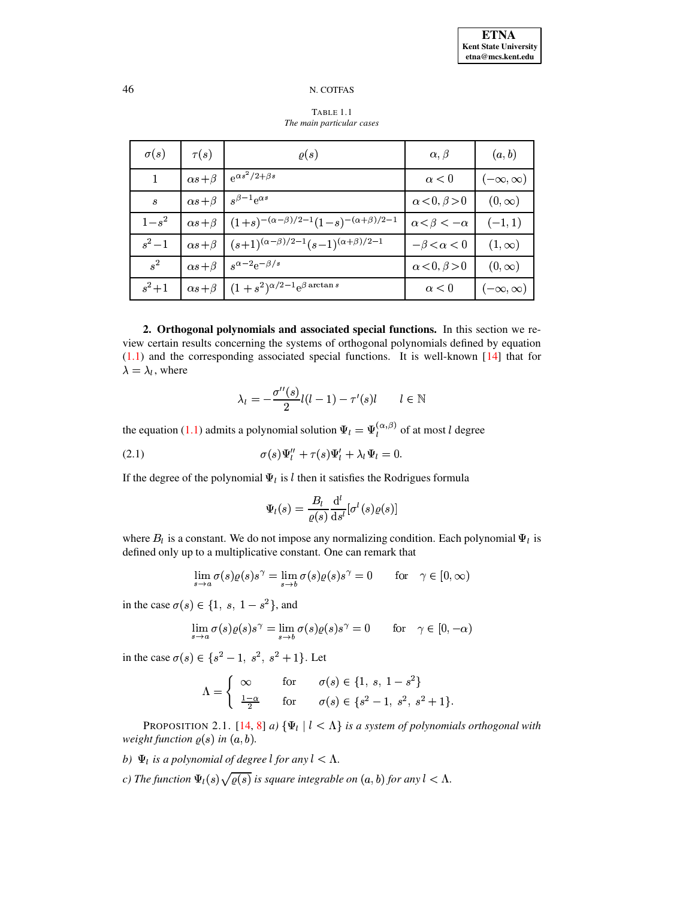TABLE 1.1
*The main particular cases*

| $\sigma(s)$ | $\tau(s)$ | $\varrho(s)$ | $\alpha, \beta$ | $(a,b)$ |
|---|---|---|---|---|
| $1$ | $\alpha s+\beta$ | $\mathrm{e}^{\alpha s^2/2+\beta s}$ | $\alpha<0$ | $(-\infty,\infty)$ |
| $s$ | $\alpha s+\beta$ | $s^{\beta-1}\mathrm{e}^{\alpha s}$ | $\alpha<0, \beta>0$ | $(0,\infty)$ |
| $1-s^2$ | $\alpha s+\beta$ | $(1+s)^{-(\alpha-\beta)/2-1}(1-s)^{-(\alpha+\beta)/2-1}$ | $\alpha<\beta<-\alpha$ | $(-1,1)$ |
| $s^2-1$ | $\alpha s+\beta$ | $(s+1)^{(\alpha-\beta)/2-1}(s-1)^{(\alpha+\beta)/2-1}$ | $-\beta<\alpha<0$ | $(1,\infty)$ |
| $s^2$ | $\alpha s+\beta$ | $s^{\alpha-2}\mathrm{e}^{-\beta/s}$ | $\alpha<0, \beta>0$ | $(0,\infty)$ |
| $s^2+1$ | $\alpha s+\beta$ | $(1+s^2)^{\alpha/2-1}\mathrm{e}^{\beta \arctan s}$ | $\alpha<0$ | $(-\infty,\infty)$ |

**2. Orthogonal polynomials and associated special functions.** In this section we review certain results concerning the systems of orthogonal polynomials defined by equation (1.1) and the corresponding associated special functions. It is well-known [14] that for $\lambda=\lambda_l$, where

$$\lambda_l = -\frac{\sigma''(s)}{2}l(l-1) - \tau'(s)l \qquad l\in\mathbb{N}$$

the equation (1.1) admits a polynomial solution $\Psi_l = \Psi_l^{(\alpha,\beta)}$ of at most $l$ degree

$$\sigma(s)\Psi_l'' + \tau(s)\Psi_l' + \lambda_l\Psi_l = 0. \tag{2.1}$$

If the degree of the polynomial $\Psi_l$ is $l$ then it satisfies the Rodrigues formula

$$\Psi_l(s) = \frac{B_l}{\varrho(s)}\frac{\mathrm{d}^l}{\mathrm{d}s^l}[\sigma^l(s)\varrho(s)]$$

where $B_l$ is a constant. We do not impose any normalizing condition. Each polynomial $\Psi_l$ is defined only up to a multiplicative constant. One can remark that

$$\lim_{s\to a}\sigma(s)\varrho(s)s^\gamma = \lim_{s\to b}\sigma(s)\varrho(s)s^\gamma = 0 \qquad \text{for} \quad \gamma\in[0,\infty)$$

in the case $\sigma(s)\in\{1,\ s,\ 1-s^2\}$, and

$$\lim_{s\to a}\sigma(s)\varrho(s)s^\gamma = \lim_{s\to b}\sigma(s)\varrho(s)s^\gamma = 0 \qquad \text{for} \quad \gamma\in[0,-\alpha)$$

in the case $\sigma(s)\in\{s^2-1,\ s^2,\ s^2+1\}$. Let

$$\Lambda = \begin{cases} \infty & \text{for} \quad \sigma(s)\in\{1,\ s,\ 1-s^2\} \\ \frac{1-\alpha}{2} & \text{for} \quad \sigma(s)\in\{s^2-1,\ s^2,\ s^2+1\}. \end{cases}$$

PROPOSITION 2.1. [14, 8] *a)* $\{\Psi_l \mid l<\Lambda\}$ *is a system of polynomials orthogonal with weight function* $\varrho(s)$ *in* $(a,b)$.

*b)* $\Psi_l$ *is a polynomial of degree* $l$ *for any* $l<\Lambda$.

*c) The function* $\Psi_l(s)\sqrt{\varrho(s)}$ *is square integrable on* $(a,b)$ *for any* $l<\Lambda$.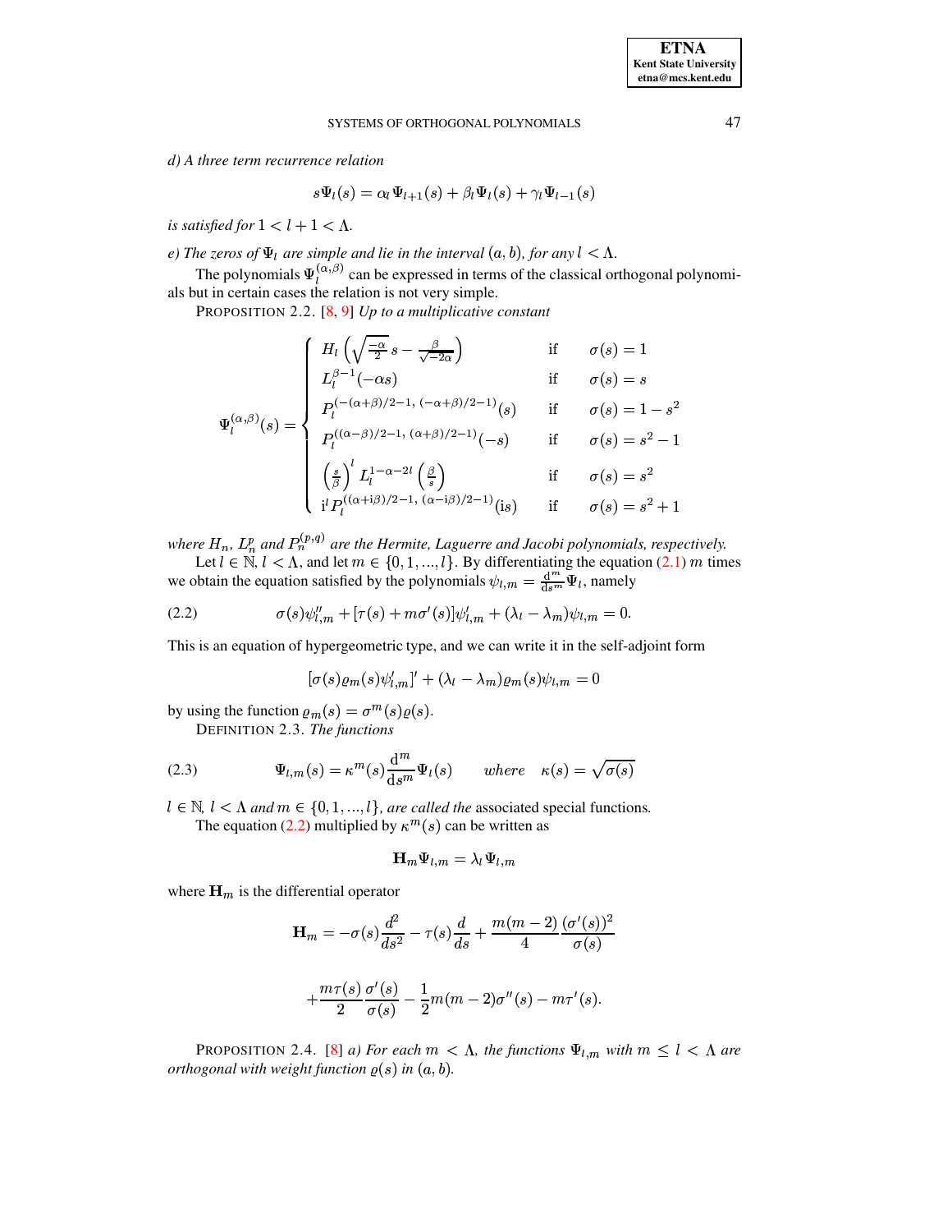*d) A three term recurrence relation*

$$s\Psi_l(s) = \alpha_l \Psi_{l+1}(s) + \beta_l \Psi_l(s) + \gamma_l \Psi_{l-1}(s)$$

*is satisfied for* $1 < l + 1 < \Lambda$.

*e) The zeros of* $\Psi_l$ *are simple and lie in the interval* $(a, b)$*, for any* $l < \Lambda$.

The polynomials $\Psi_l^{(\alpha,\beta)}$ can be expressed in terms of the classical orthogonal polynomials but in certain cases the relation is not very simple.

PROPOSITION 2.2. [8, 9] *Up to a multiplicative constant*

$$\Psi_l^{(\alpha,\beta)}(s) = \begin{cases} H_l\left(\sqrt{\frac{-\alpha}{2}}\, s - \frac{\beta}{\sqrt{-2\alpha}}\right) & \text{if} \quad \sigma(s) = 1 \\ L_l^{\beta-1}(-\alpha s) & \text{if} \quad \sigma(s) = s \\ P_l^{(-(\alpha+\beta)/2-1,\ (-\alpha+\beta)/2-1)}(s) & \text{if} \quad \sigma(s) = 1 - s^2 \\ P_l^{((\alpha-\beta)/2-1,\ (\alpha+\beta)/2-1)}(-s) & \text{if} \quad \sigma(s) = s^2 - 1 \\ \left(\frac{s}{\beta}\right)^l L_l^{1-\alpha-2l}\left(\frac{\beta}{s}\right) & \text{if} \quad \sigma(s) = s^2 \\ \mathrm{i}^l P_l^{((\alpha+\mathrm{i}\beta)/2-1,\ (\alpha-\mathrm{i}\beta)/2-1)}(\mathrm{i}s) & \text{if} \quad \sigma(s) = s^2 + 1 \end{cases}$$

*where* $H_n$*,* $L_n^p$ *and* $P_n^{(p,q)}$ *are the Hermite, Laguerre and Jacobi polynomials, respectively.*

Let $l \in \mathbb{N}$, $l < \Lambda$, and let $m \in \{0, 1, ..., l\}$. By differentiating the equation (2.1) $m$ times we obtain the equation satisfied by the polynomials $\psi_{l,m} = \frac{\mathrm{d}^m}{\mathrm{d}s^m}\Psi_l$, namely

$$\sigma(s)\psi_{l,m}'' + [\tau(s) + m\sigma'(s)]\psi_{l,m}' + (\lambda_l - \lambda_m)\psi_{l,m} = 0. \tag{2.2}$$

This is an equation of hypergeometric type, and we can write it in the self-adjoint form

$$[\sigma(s)\varrho_m(s)\psi_{l,m}']' + (\lambda_l - \lambda_m)\varrho_m(s)\psi_{l,m} = 0$$

by using the function $\varrho_m(s) = \sigma^m(s)\varrho(s)$.

DEFINITION 2.3. *The functions*

$$\Psi_{l,m}(s) = \kappa^m(s)\frac{\mathrm{d}^m}{\mathrm{d}s^m}\Psi_l(s) \qquad \textit{where} \quad \kappa(s) = \sqrt{\sigma(s)} \tag{2.3}$$

$l \in \mathbb{N}$*,* $l < \Lambda$ *and* $m \in \{0, 1, ..., l\}$*, are called the* associated special functions*.*

The equation (2.2) multiplied by $\kappa^m(s)$ can be written as

$$\mathbf{H}_m \Psi_{l,m} = \lambda_l \Psi_{l,m}$$

where $\mathbf{H}_m$ is the differential operator

$$\mathbf{H}_m = -\sigma(s)\frac{d^2}{ds^2} - \tau(s)\frac{d}{ds} + \frac{m(m-2)}{4}\frac{(\sigma'(s))^2}{\sigma(s)}$$

$$+\frac{m\tau(s)}{2}\frac{\sigma'(s)}{\sigma(s)} - \frac{1}{2}m(m-2)\sigma''(s) - m\tau'(s).$$

PROPOSITION 2.4. [8] *a) For each* $m < \Lambda$*, the functions* $\Psi_{l,m}$ *with* $m \leq l < \Lambda$ *are orthogonal with weight function* $\varrho(s)$ *in* $(a, b)$*.*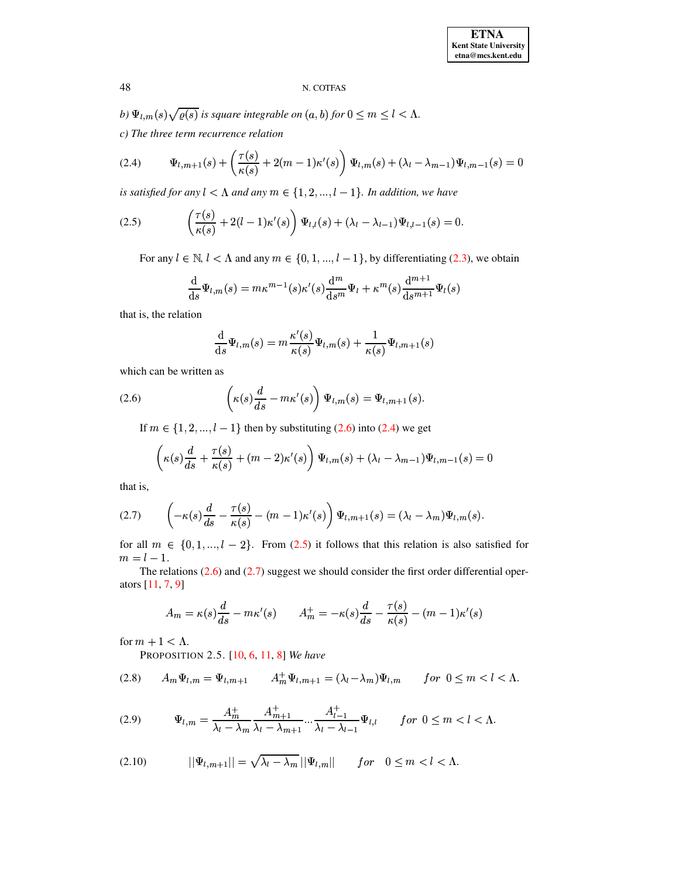*b)* $\Psi_{l,m}(s)\sqrt{\varrho(s)}$ *is square integrable on* $(a,b)$ *for* $0 \leq m \leq l < \Lambda$.

*c) The three term recurrence relation*

$$\Psi_{l,m+1}(s) + \left(\frac{\tau(s)}{\kappa(s)} + 2(m-1)\kappa'(s)\right)\Psi_{l,m}(s) + (\lambda_l - \lambda_{m-1})\Psi_{l,m-1}(s) = 0 \tag{2.4}$$

*is satisfied for any* $l < \Lambda$ *and any* $m \in \{1, 2, ..., l-1\}$. *In addition, we have*

$$\left(\frac{\tau(s)}{\kappa(s)} + 2(l-1)\kappa'(s)\right)\Psi_{l,l}(s) + (\lambda_l - \lambda_{l-1})\Psi_{l,l-1}(s) = 0. \tag{2.5}$$

For any $l \in \mathbb{N}$, $l < \Lambda$ and any $m \in \{0, 1, ..., l-1\}$, by differentiating (2.3), we obtain

$$\frac{\mathrm{d}}{\mathrm{d}s}\Psi_{l,m}(s) = m\kappa^{m-1}(s)\kappa'(s)\frac{\mathrm{d}^m}{\mathrm{d}s^m}\Psi_l + \kappa^m(s)\frac{\mathrm{d}^{m+1}}{\mathrm{d}s^{m+1}}\Psi_l(s)$$

that is, the relation

$$\frac{\mathrm{d}}{\mathrm{d}s}\Psi_{l,m}(s) = m\frac{\kappa'(s)}{\kappa(s)}\Psi_{l,m}(s) + \frac{1}{\kappa(s)}\Psi_{l,m+1}(s)$$

which can be written as

$$\left(\kappa(s)\frac{d}{ds} - m\kappa'(s)\right)\Psi_{l,m}(s) = \Psi_{l,m+1}(s). \tag{2.6}$$

If $m \in \{1, 2, ..., l-1\}$ then by substituting (2.6) into (2.4) we get

$$\left(\kappa(s)\frac{d}{ds} + \frac{\tau(s)}{\kappa(s)} + (m-2)\kappa'(s)\right)\Psi_{l,m}(s) + (\lambda_l - \lambda_{m-1})\Psi_{l,m-1}(s) = 0$$

that is,

$$\left(-\kappa(s)\frac{d}{ds} - \frac{\tau(s)}{\kappa(s)} - (m-1)\kappa'(s)\right)\Psi_{l,m+1}(s) = (\lambda_l - \lambda_m)\Psi_{l,m}(s). \tag{2.7}$$

for all $m \in \{0, 1, ..., l-2\}$. From (2.5) it follows that this relation is also satisfied for $m = l-1$.

The relations (2.6) and (2.7) suggest we should consider the first order differential operators [11, 7, 9]

$$A_m = \kappa(s)\frac{d}{ds} - m\kappa'(s) \qquad A_m^+ = -\kappa(s)\frac{d}{ds} - \frac{\tau(s)}{\kappa(s)} - (m-1)\kappa'(s)$$

for $m + 1 < \Lambda$.

PROPOSITION 2.5. [10, 6, 11, 8] *We have*

$$A_m\Psi_{l,m} = \Psi_{l,m+1} \qquad A_m^+\Psi_{l,m+1} = (\lambda_l - \lambda_m)\Psi_{l,m} \qquad \textit{for}\ \ 0 \leq m < l < \Lambda. \tag{2.8}$$

$$\Psi_{l,m} = \frac{A_m^+}{\lambda_l - \lambda_m}\frac{A_{m+1}^+}{\lambda_l - \lambda_{m+1}}\cdots\frac{A_{l-1}^+}{\lambda_l - \lambda_{l-1}}\Psi_{l,l} \qquad \textit{for}\ \ 0 \leq m < l < \Lambda. \tag{2.9}$$

$$||\Psi_{l,m+1}|| = \sqrt{\lambda_l - \lambda_m}\,||\Psi_{l,m}|| \qquad \textit{for}\quad 0 \leq m < l < \Lambda. \tag{2.10}$$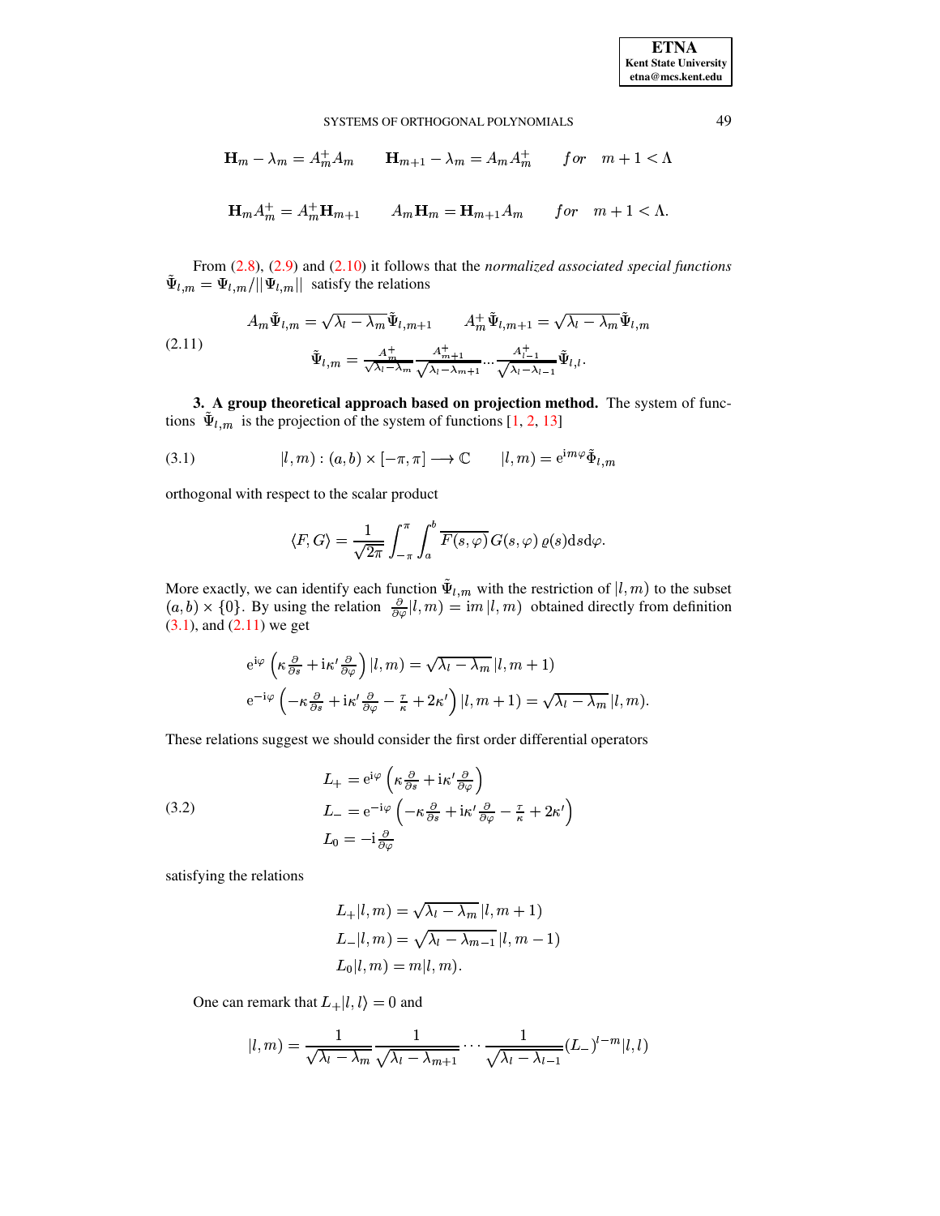$$\mathbf{H}_m - \lambda_m = A_m^+ A_m \qquad \mathbf{H}_{m+1} - \lambda_m = A_m A_m^+ \qquad for \quad m+1 < \Lambda$$

$$\mathbf{H}_m A_m^+ = A_m^+ \mathbf{H}_{m+1} \qquad A_m \mathbf{H}_m = \mathbf{H}_{m+1} A_m \qquad for \quad m+1 < \Lambda.$$

From (2.8), (2.9) and (2.10) it follows that the *normalized associated special functions* $\tilde{\Psi}_{l,m} = \Psi_{l,m}/||\Psi_{l,m}||$ satisfy the relations

$$
\begin{aligned}
&A_m \tilde{\Psi}_{l,m} = \sqrt{\lambda_l - \lambda_m}\,\tilde{\Psi}_{l,m+1} \qquad A_m^+ \tilde{\Psi}_{l,m+1} = \sqrt{\lambda_l - \lambda_m}\,\tilde{\Psi}_{l,m} \\
&\tilde{\Psi}_{l,m} = \frac{A_m^+}{\sqrt{\lambda_l - \lambda_m}} \frac{A_{m+1}^+}{\sqrt{\lambda_l - \lambda_{m+1}}} \cdots \frac{A_{l-1}^+}{\sqrt{\lambda_l - \lambda_{l-1}}} \tilde{\Psi}_{l,l}.
\end{aligned} \tag{2.11}
$$

**3. A group theoretical approach based on projection method.** The system of functions $\tilde{\Psi}_{l,m}$ is the projection of the system of functions [1, 2, 13]

$$|l,m) : (a,b) \times [-\pi,\pi] \longrightarrow \mathbb{C} \qquad |l,m) = \mathrm{e}^{\mathrm{i}m\varphi} \tilde{\Phi}_{l,m} \tag{3.1}$$

orthogonal with respect to the scalar product

$$\langle F, G \rangle = \frac{1}{\sqrt{2\pi}} \int_{-\pi}^{\pi} \int_a^b \overline{F(s,\varphi)}\, G(s,\varphi)\, \varrho(s) \mathrm{d}s \mathrm{d}\varphi.$$

More exactly, we can identify each function $\tilde{\Psi}_{l,m}$ with the restriction of $|l,m)$ to the subset $(a,b) \times \{0\}$. By using the relation $\frac{\partial}{\partial \varphi}|l,m) = \mathrm{i}m\,|l,m)$ obtained directly from definition (3.1), and (2.11) we get

$$
\begin{aligned}
&\mathrm{e}^{\mathrm{i}\varphi}\left(\kappa \tfrac{\partial}{\partial s} + \mathrm{i}\kappa' \tfrac{\partial}{\partial \varphi}\right)|l,m) = \sqrt{\lambda_l - \lambda_m}\,|l,m+1) \\
&\mathrm{e}^{-\mathrm{i}\varphi}\left(-\kappa \tfrac{\partial}{\partial s} + \mathrm{i}\kappa' \tfrac{\partial}{\partial \varphi} - \tfrac{\tau}{\kappa} + 2\kappa'\right)|l,m+1) = \sqrt{\lambda_l - \lambda_m}\,|l,m).
\end{aligned}
$$

These relations suggest we should consider the first order differential operators

$$
\begin{aligned}
L_+ &= \mathrm{e}^{\mathrm{i}\varphi}\left(\kappa \tfrac{\partial}{\partial s} + \mathrm{i}\kappa' \tfrac{\partial}{\partial \varphi}\right) \\
L_- &= \mathrm{e}^{-\mathrm{i}\varphi}\left(-\kappa \tfrac{\partial}{\partial s} + \mathrm{i}\kappa' \tfrac{\partial}{\partial \varphi} - \tfrac{\tau}{\kappa} + 2\kappa'\right) \\
L_0 &= -\mathrm{i}\tfrac{\partial}{\partial \varphi}
\end{aligned} \tag{3.2}
$$

satisfying the relations

$$
\begin{aligned}
L_+|l,m) &= \sqrt{\lambda_l - \lambda_m}\,|l,m+1) \\
L_-|l,m) &= \sqrt{\lambda_l - \lambda_{m-1}}\,|l,m-1) \\
L_0|l,m) &= m|l,m).
\end{aligned}
$$

One can remark that $L_+|l,l\rangle = 0$ and

$$|l,m) = \frac{1}{\sqrt{\lambda_l - \lambda_m}} \frac{1}{\sqrt{\lambda_l - \lambda_{m+1}}} \cdots \frac{1}{\sqrt{\lambda_l - \lambda_{l-1}}} (L_-)^{l-m}|l,l)$$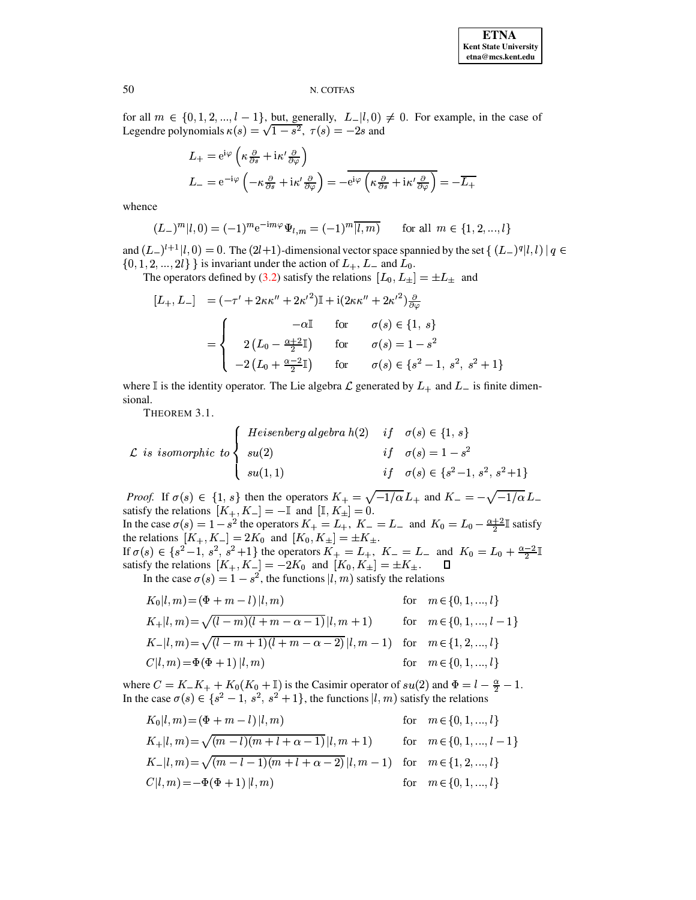for all $m \in \{0, 1, 2, ..., l-1\}$, but, generally, $L_-|l, 0) \neq 0$. For example, in the case of Legendre polynomials $\kappa(s) = \sqrt{1-s^2}$, $\tau(s) = -2s$ and

$$
\begin{aligned}
L_+ &= \mathrm{e}^{\mathrm{i}\varphi}\left(\kappa\frac{\partial}{\partial s} + \mathrm{i}\kappa'\frac{\partial}{\partial\varphi}\right) \\
L_- &= \mathrm{e}^{-\mathrm{i}\varphi}\left(-\kappa\frac{\partial}{\partial s} + \mathrm{i}\kappa'\frac{\partial}{\partial\varphi}\right) = -\overline{\mathrm{e}^{\mathrm{i}\varphi}\left(\kappa\frac{\partial}{\partial s} + \mathrm{i}\kappa'\frac{\partial}{\partial\varphi}\right)} = -\overline{L_+}
\end{aligned}
$$

whence

$$
(L_-)^m|l, 0) = (-1)^m \mathrm{e}^{-\mathrm{i}m\varphi}\Psi_{l,m} = (-1)^m\overline{|l, m)} \qquad \text{for all } m \in \{1, 2, ..., l\}
$$

and $(L_-)^{l+1}|l, 0) = 0$. The $(2l+1)$-dimensional vector space spannied by the set $\{\,(L_-)^q|l, l) \mid q \in \{0, 1, 2, ..., 2l\}\,\}$ is invariant under the action of $L_+$, $L_-$ and $L_0$.

The operators defined by (3.2) satisfy the relations $[L_0, L_\pm] = \pm L_\pm$ and

$$
\begin{aligned}
[L_+, L_-] &= (-\tau' + 2\kappa\kappa'' + 2\kappa'^2)\mathbb{I} + \mathrm{i}(2\kappa\kappa'' + 2\kappa'^2)\frac{\partial}{\partial\varphi} \\
&= \begin{cases} -\alpha\mathbb{I} & \text{for} \quad \sigma(s) \in \{1,\ s\} \\ 2\left(L_0 - \frac{\alpha+2}{2}\mathbb{I}\right) & \text{for} \quad \sigma(s) = 1 - s^2 \\ -2\left(L_0 + \frac{\alpha-2}{2}\mathbb{I}\right) & \text{for} \quad \sigma(s) \in \{s^2-1,\ s^2,\ s^2+1\} \end{cases}
\end{aligned}
$$

where $\mathbb{I}$ is the identity operator. The Lie algebra $\mathcal{L}$ generated by $L_+$ and $L_-$ is finite dimensional.

THEOREM 3.1.

$$
\mathcal{L} \textit{ is isomorphic to} \begin{cases} \textit{Heisenberg algebra } h(2) & \textit{if} \quad \sigma(s) \in \{1,\ s\} \\ su(2) & \textit{if} \quad \sigma(s) = 1 - s^2 \\ su(1,1) & \textit{if} \quad \sigma(s) \in \{s^2-1,\ s^2,\ s^2+1\} \end{cases}
$$

*Proof.* If $\sigma(s) \in \{1,\ s\}$ then the operators $K_+ = \sqrt{-1/\alpha}\,L_+$ and $K_- = -\sqrt{-1/\alpha}\,L_-$ satisfy the relations $[K_+, K_-] = -\mathbb{I}$ and $[\mathbb{I}, K_\pm] = 0$.
In the case $\sigma(s) = 1 - s^2$ the operators $K_+ = L_+$, $K_- = L_-$ and $K_0 = L_0 - \frac{\alpha+2}{2}\mathbb{I}$ satisfy the relations $[K_+, K_-] = 2K_0$ and $[K_0, K_\pm] = \pm K_\pm$.
If $\sigma(s) \in \{s^2-1,\ s^2,\ s^2+1\}$ the operators $K_+ = L_+$, $K_- = L_-$ and $K_0 = L_0 + \frac{\alpha-2}{2}\mathbb{I}$ satisfy the relations $[K_+, K_-] = -2K_0$ and $[K_0, K_\pm] = \pm K_\pm$. $\square$

In the case $\sigma(s) = 1 - s^2$, the functions $|l, m)$ satisfy the relations

$$
\begin{aligned}
&K_0|l,m) = (\Phi + m - l)\,|l,m) && \text{for} \quad m \in \{0,1,...,l\} \\
&K_+|l,m) = \sqrt{(l-m)(l+m-\alpha-1)}\,|l,m+1) && \text{for} \quad m \in \{0,1,...,l-1\} \\
&K_-|l,m) = \sqrt{(l-m+1)(l+m-\alpha-2)}\,|l,m-1) && \text{for} \quad m \in \{1,2,...,l\} \\
&C|l,m) = \Phi(\Phi+1)\,|l,m) && \text{for} \quad m \in \{0,1,...,l\}
\end{aligned}
$$

where $C = K_-K_+ + K_0(K_0 + \mathbb{I})$ is the Casimir operator of $su(2)$ and $\Phi = l - \frac{\alpha}{2} - 1$.
In the case $\sigma(s) \in \{s^2-1,\ s^2,\ s^2+1\}$, the functions $|l, m)$ satisfy the relations

$$
\begin{aligned}
&K_0|l,m) = (\Phi + m - l)\,|l,m) && \text{for} \quad m \in \{0,1,...,l\} \\
&K_+|l,m) = \sqrt{(m-l)(m+l+\alpha-1)}\,|l,m+1) && \text{for} \quad m \in \{0,1,...,l-1\} \\
&K_-|l,m) = \sqrt{(m-l-1)(m+l+\alpha-2)}\,|l,m-1) && \text{for} \quad m \in \{1,2,...,l\} \\
&C|l,m) = -\Phi(\Phi+1)\,|l,m) && \text{for} \quad m \in \{0,1,...,l\}
\end{aligned}
$$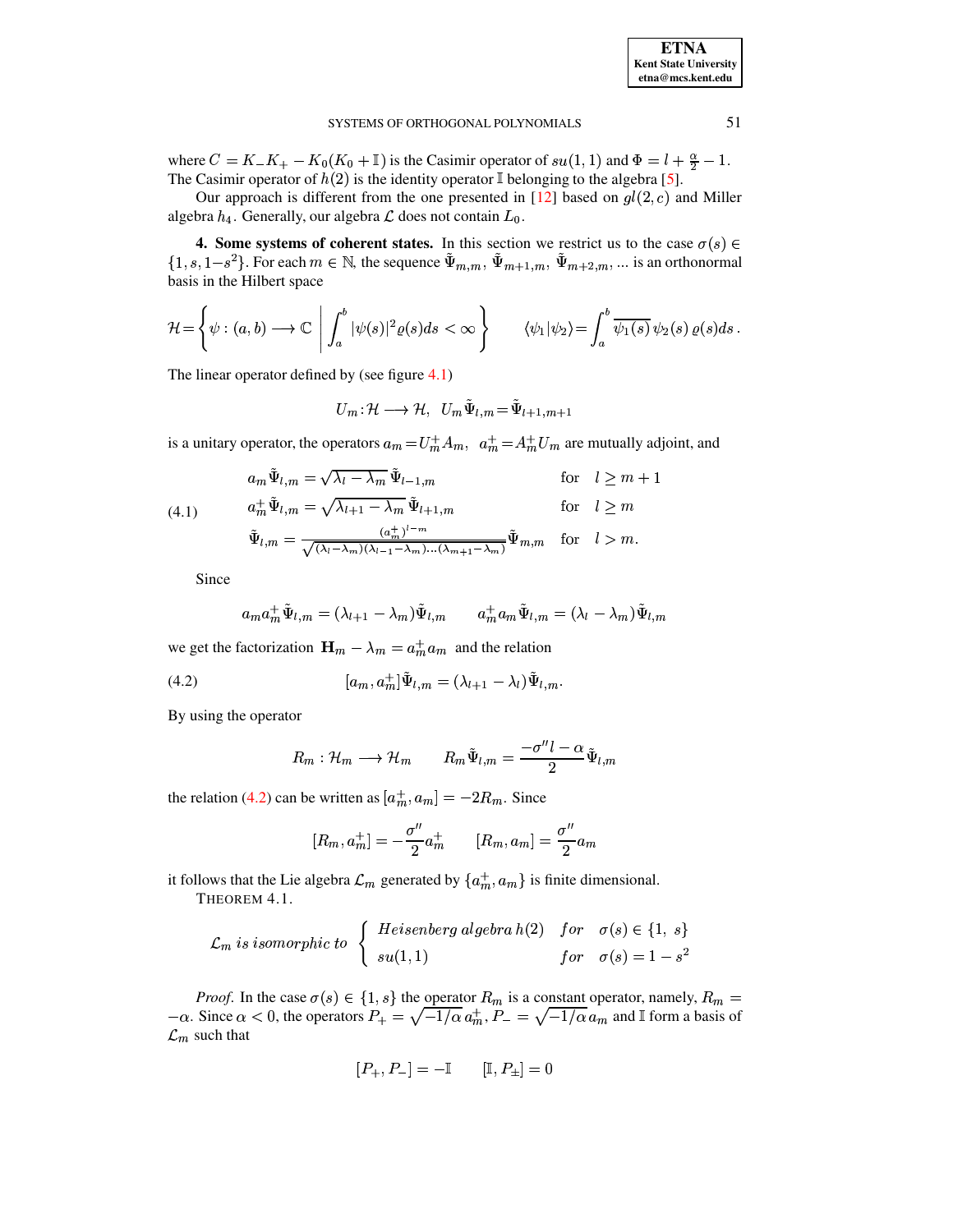where $C = K_-K_+ - K_0(K_0 + \mathbb{I})$ is the Casimir operator of $su(1,1)$ and $\Phi = l + \frac{\alpha}{2} - 1$. The Casimir operator of $h(2)$ is the identity operator $\mathbb{I}$ belonging to the algebra [5].

Our approach is different from the one presented in [12] based on $gl(2,c)$ and Miller algebra $h_4$. Generally, our algebra $\mathcal{L}$ does not contain $L_0$.

## 4. Some systems of coherent states.

In this section we restrict us to the case $\sigma(s) \in \{1, s, 1-s^2\}$. For each $m \in \mathbb{N}$, the sequence $\tilde{\Psi}_{m,m}$, $\tilde{\Psi}_{m+1,m}$, $\tilde{\Psi}_{m+2,m}$, ... is an orthonormal basis in the Hilbert space

$$\mathcal{H}=\left\{\psi:(a,b)\longrightarrow\mathbb{C}\ \left|\ \int_a^b|\psi(s)|^2\varrho(s)ds<\infty\right.\right\}\qquad \langle\psi_1|\psi_2\rangle=\int_a^b\overline{\psi_1(s)}\,\psi_2(s)\,\varrho(s)ds\,.$$

The linear operator defined by (see figure 4.1)

$$U_m:\mathcal{H}\longrightarrow\mathcal{H},\quad U_m\tilde{\Psi}_{l,m}=\tilde{\Psi}_{l+1,m+1}$$

is a unitary operator, the operators $a_m=U_m^+A_m$, $a_m^+=A_m^+U_m$ are mutually adjoint, and

$$\begin{array}{lll} a_m\tilde{\Psi}_{l,m}=\sqrt{\lambda_l-\lambda_m}\,\tilde{\Psi}_{l-1,m} & \text{for} & l\geq m+1\\ a_m^+\tilde{\Psi}_{l,m}=\sqrt{\lambda_{l+1}-\lambda_m}\,\tilde{\Psi}_{l+1,m} & \text{for} & l\geq m\\ \tilde{\Psi}_{l,m}=\frac{(a_m^+)^{l-m}}{\sqrt{(\lambda_l-\lambda_m)(\lambda_{l-1}-\lambda_m)\dots(\lambda_{m+1}-\lambda_m)}}\tilde{\Psi}_{m,m} & \text{for} & l>m. \end{array} \tag{4.1}$$

Since

$$a_m a_m^+\tilde{\Psi}_{l,m}=(\lambda_{l+1}-\lambda_m)\tilde{\Psi}_{l,m}\qquad a_m^+a_m\tilde{\Psi}_{l,m}=(\lambda_l-\lambda_m)\tilde{\Psi}_{l,m}$$

we get the factorization $\mathbf{H}_m-\lambda_m=a_m^+a_m$ and the relation

$$[a_m,a_m^+]\tilde{\Psi}_{l,m}=(\lambda_{l+1}-\lambda_l)\tilde{\Psi}_{l,m}. \tag{4.2}$$

By using the operator

$$R_m:\mathcal{H}_m\longrightarrow\mathcal{H}_m\qquad R_m\tilde{\Psi}_{l,m}=\frac{-\sigma''l-\alpha}{2}\tilde{\Psi}_{l,m}$$

the relation (4.2) can be written as $[a_m^+,a_m]=-2R_m$. Since

$$[R_m,a_m^+]=-\frac{\sigma''}{2}a_m^+\qquad [R_m,a_m]=\frac{\sigma''}{2}a_m$$

it follows that the Lie algebra $\mathcal{L}_m$ generated by $\{a_m^+,a_m\}$ is finite dimensional.

THEOREM 4.1.

$$\mathcal{L}_m\ \textit{is isomorphic to}\ \left\{\begin{array}{lll} \textit{Heisenberg algebra}\ h(2) & \textit{for} & \sigma(s)\in\{1,\ s\}\\ su(1,1) & \textit{for} & \sigma(s)=1-s^2\end{array}\right.$$

*Proof.* In the case $\sigma(s)\in\{1,s\}$ the operator $R_m$ is a constant operator, namely, $R_m=-\alpha$. Since $\alpha<0$, the operators $P_+=\sqrt{-1/\alpha}\,a_m^+$, $P_-=\sqrt{-1/\alpha}\,a_m$ and $\mathbb{I}$ form a basis of $\mathcal{L}_m$ such that

$$[P_+,P_-]=-\mathbb{I}\qquad [\mathbb{I},P_\pm]=0$$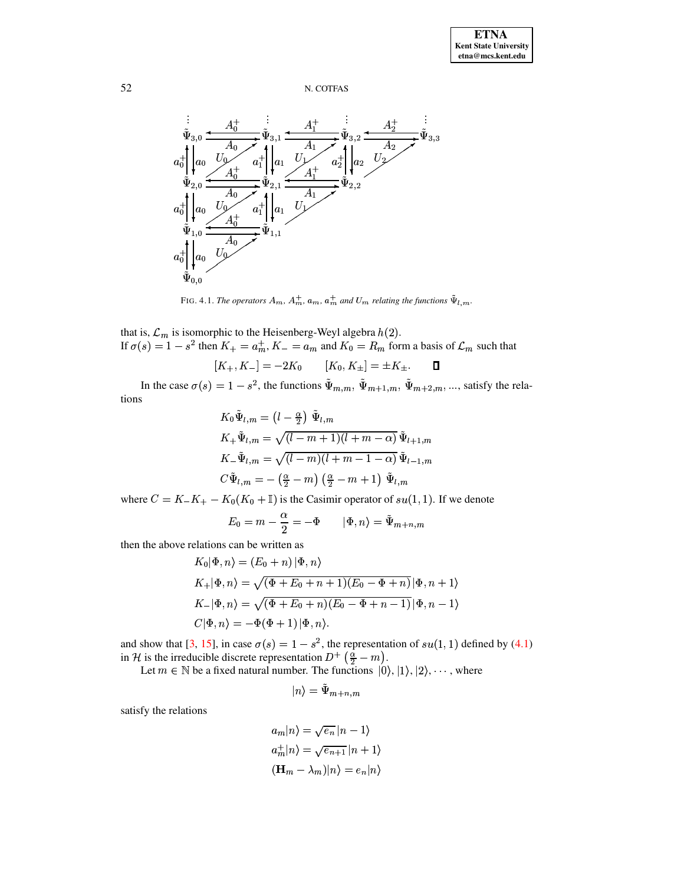FIG. 4.1. *The operators $A_m$, $A_m^+$, $a_m$, $a_m^+$ and $U_m$ relating the functions $\tilde{\Psi}_{l,m}$.*

that is, $\mathcal{L}_m$ is isomorphic to the Heisenberg-Weyl algebra $h(2)$.
If $\sigma(s) = 1 - s^2$ then $K_+ = a_m^+$, $K_- = a_m$ and $K_0 = R_m$ form a basis of $\mathcal{L}_m$ such that

$$[K_+, K_-] = -2K_0 \qquad [K_0, K_\pm] = \pm K_\pm. \qquad \square$$

In the case $\sigma(s) = 1 - s^2$, the functions $\tilde{\Psi}_{m,m}$, $\tilde{\Psi}_{m+1,m}$, $\tilde{\Psi}_{m+2,m}$, ..., satisfy the relations

$$K_0 \tilde{\Psi}_{l,m} = \left(l - \tfrac{\alpha}{2}\right) \tilde{\Psi}_{l,m}$$

$$K_+ \tilde{\Psi}_{l,m} = \sqrt{(l-m+1)(l+m-\alpha)}\, \tilde{\Psi}_{l+1,m}$$

$$K_- \tilde{\Psi}_{l,m} = \sqrt{(l-m)(l+m-1-\alpha)}\, \tilde{\Psi}_{l-1,m}$$

$$C \tilde{\Psi}_{l,m} = -\left(\tfrac{\alpha}{2} - m\right)\left(\tfrac{\alpha}{2} - m + 1\right) \tilde{\Psi}_{l,m}$$

where $C = K_- K_+ - K_0(K_0 + \mathbb{I})$ is the Casimir operator of $su(1,1)$. If we denote

$$E_0 = m - \frac{\alpha}{2} = -\Phi \qquad |\Phi, n\rangle = \tilde{\Psi}_{m+n,m}$$

then the above relations can be written as

$$K_0 |\Phi, n\rangle = (E_0 + n)\, |\Phi, n\rangle$$

$$K_+ |\Phi, n\rangle = \sqrt{(\Phi + E_0 + n + 1)(E_0 - \Phi + n)}\, |\Phi, n+1\rangle$$

$$K_- |\Phi, n\rangle = \sqrt{(\Phi + E_0 + n)(E_0 - \Phi + n - 1)}\, |\Phi, n-1\rangle$$

$$C |\Phi, n\rangle = -\Phi(\Phi + 1)\, |\Phi, n\rangle.$$

and show that [3, 15], in case $\sigma(s) = 1 - s^2$, the representation of $su(1,1)$ defined by (4.1) in $\mathcal{H}$ is the irreducible discrete representation $D^+\left(\frac{\alpha}{2} - m\right)$.

Let $m \in \mathbb{N}$ be a fixed natural number. The functions $|0\rangle, |1\rangle, |2\rangle, \cdots$, where

$$|n\rangle = \tilde{\Psi}_{m+n,m}$$

satisfy the relations

$$a_m |n\rangle = \sqrt{e_n}\, |n-1\rangle$$

$$a_m^+ |n\rangle = \sqrt{e_{n+1}}\, |n+1\rangle$$

$$(\mathbf{H}_m - \lambda_m) |n\rangle = e_n |n\rangle$$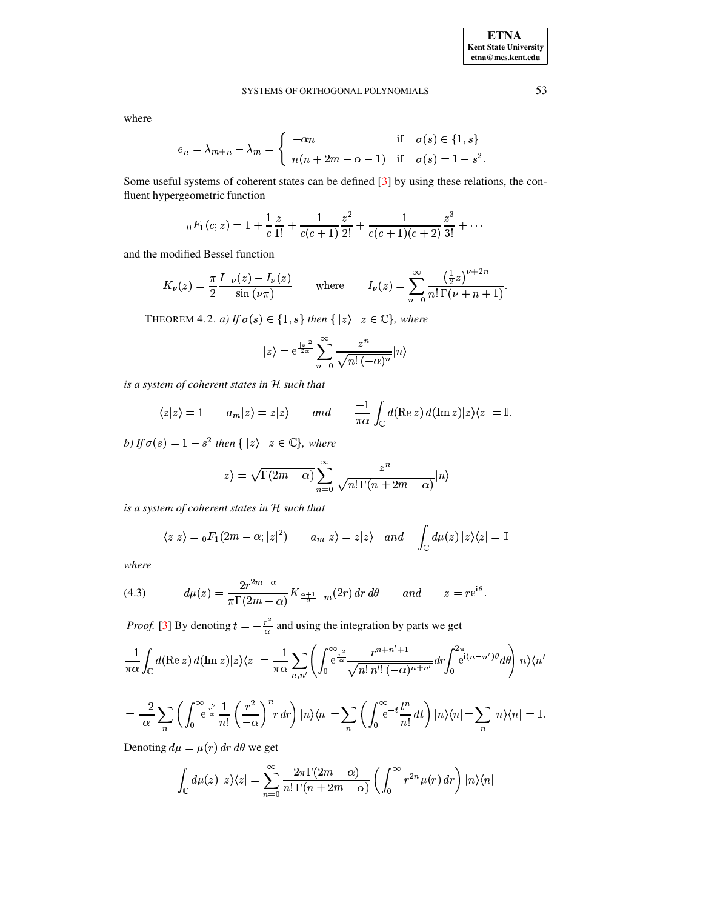where

$$e_n = \lambda_{m+n} - \lambda_m = \begin{cases} -\alpha n & \text{if} \quad \sigma(s) \in \{1, s\} \\ n(n+2m-\alpha-1) & \text{if} \quad \sigma(s) = 1 - s^2. \end{cases}$$

Some useful systems of coherent states can be defined [3] by using these relations, the confluent hypergeometric function

$${}_0F_1(c; z) = 1 + \frac{1}{c}\frac{z}{1!} + \frac{1}{c(c+1)}\frac{z^2}{2!} + \frac{1}{c(c+1)(c+2)}\frac{z^3}{3!} + \cdots$$

and the modified Bessel function

$$K_\nu(z) = \frac{\pi}{2}\frac{I_{-\nu}(z) - I_\nu(z)}{\sin(\nu\pi)} \qquad \text{where} \qquad I_\nu(z) = \sum_{n=0}^{\infty} \frac{\left(\frac{1}{2}z\right)^{\nu+2n}}{n!\,\Gamma(\nu+n+1)}.$$

THEOREM 4.2. *a) If $\sigma(s) \in \{1, s\}$ then $\{\, |z\rangle \mid z \in \mathbb{C}\}$, where*

$$|z\rangle = \mathrm{e}^{\frac{|z|^2}{2\alpha}} \sum_{n=0}^{\infty} \frac{z^n}{\sqrt{n!\,(-\alpha)^n}} |n\rangle$$

*is a system of coherent states in $\mathcal{H}$ such that*

$$\langle z|z\rangle = 1 \qquad a_m|z\rangle = z|z\rangle \qquad \textit{and} \qquad \frac{-1}{\pi\alpha}\int_{\mathbb{C}} d(\mathrm{Re}\, z)\, d(\mathrm{Im}\, z) |z\rangle\langle z| = \mathbb{I}.$$

*b) If $\sigma(s) = 1 - s^2$ then $\{\, |z\rangle \mid z \in \mathbb{C}\}$, where*

$$|z\rangle = \sqrt{\Gamma(2m-\alpha)} \sum_{n=0}^{\infty} \frac{z^n}{\sqrt{n!\,\Gamma(n+2m-\alpha)}} |n\rangle$$

*is a system of coherent states in $\mathcal{H}$ such that*

$$\langle z|z\rangle = {}_0F_1(2m-\alpha; |z|^2) \qquad a_m|z\rangle = z|z\rangle \quad \textit{and} \quad \int_{\mathbb{C}} d\mu(z)\, |z\rangle\langle z| = \mathbb{I}$$

*where*

$$d\mu(z) = \frac{2r^{2m-\alpha}}{\pi\Gamma(2m-\alpha)} K_{\frac{\alpha+1}{2}-m}(2r)\, dr\, d\theta \qquad \textit{and} \qquad z = r\mathrm{e}^{\mathrm{i}\theta}. \tag{4.3}$$

*Proof.* [3] By denoting $t = -\frac{r^2}{\alpha}$ and using the integration by parts we get

$$\frac{-1}{\pi\alpha}\int_{\mathbb{C}} d(\mathrm{Re}\, z)\, d(\mathrm{Im}\, z) |z\rangle\langle z| = \frac{-1}{\pi\alpha}\sum_{n,n'} \left( \int_0^\infty \mathrm{e}^{\frac{r^2}{\alpha}} \frac{r^{n+n'+1}}{\sqrt{n!\,n'!\,(-\alpha)^{n+n'}}} dr \int_0^{2\pi} \mathrm{e}^{\mathrm{i}(n-n')\theta} d\theta \right) |n\rangle\langle n'|$$

$$= \frac{-2}{\alpha}\sum_n \left( \int_0^\infty \mathrm{e}^{\frac{r^2}{\alpha}} \frac{1}{n!}\left(\frac{r^2}{-\alpha}\right)^n r\, dr \right) |n\rangle\langle n| = \sum_n \left( \int_0^\infty \mathrm{e}^{-t} \frac{t^n}{n!}\, dt \right) |n\rangle\langle n| = \sum_n |n\rangle\langle n| = \mathbb{I}.$$

Denoting $d\mu = \mu(r)\, dr\, d\theta$ we get

$$\int_{\mathbb{C}} d\mu(z)\, |z\rangle\langle z| = \sum_{n=0}^{\infty} \frac{2\pi\Gamma(2m-\alpha)}{n!\,\Gamma(n+2m-\alpha)} \left( \int_0^\infty r^{2n}\mu(r)\, dr \right) |n\rangle\langle n|$$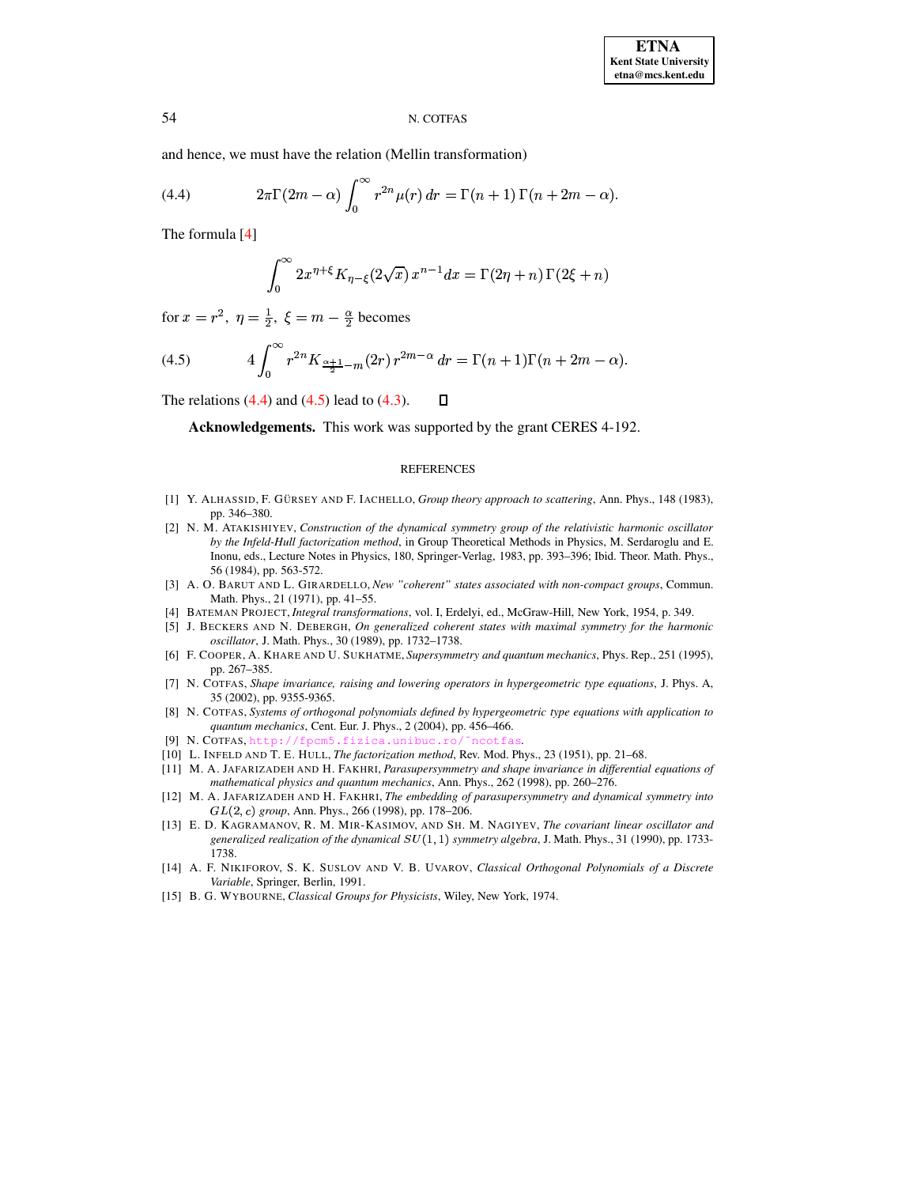and hence, we must have the relation (Mellin transformation)

$$2\pi\Gamma(2m-\alpha)\int_0^\infty r^{2n}\mu(r)\,dr = \Gamma(n+1)\,\Gamma(n+2m-\alpha). \tag{4.4}$$

The formula [4]

$$\int_0^\infty 2x^{\eta+\xi}K_{\eta-\xi}(2\sqrt{x})\,x^{n-1}dx = \Gamma(2\eta+n)\,\Gamma(2\xi+n)$$

for $x=r^2,\ \eta=\frac{1}{2},\ \xi=m-\frac{\alpha}{2}$ becomes

$$4\int_0^\infty r^{2n}K_{\frac{\alpha+1}{2}-m}(2r)\,r^{2m-\alpha}\,dr = \Gamma(n+1)\Gamma(n+2m-\alpha). \tag{4.5}$$

The relations (4.4) and (4.5) lead to (4.3). □

**Acknowledgements.** This work was supported by the grant CERES 4-192.

## REFERENCES

[1] Y. Alhassid, F. Gürsey and F. Iachello, *Group theory approach to scattering*, Ann. Phys., 148 (1983), pp. 346–380.

[2] N. M. Atakishiyev, *Construction of the dynamical symmetry group of the relativistic harmonic oscillator by the Infeld-Hull factorization method*, in Group Theoretical Methods in Physics, M. Serdaroglu and E. Inonu, eds., Lecture Notes in Physics, 180, Springer-Verlag, 1983, pp. 393–396; Ibid. Theor. Math. Phys., 56 (1984), pp. 563-572.

[3] A. O. Barut and L. Girardello, *New "coherent" states associated with non-compact groups*, Commun. Math. Phys., 21 (1971), pp. 41–55.

[4] Bateman Project, *Integral transformations*, vol. I, Erdelyi, ed., McGraw-Hill, New York, 1954, p. 349.

[5] J. Beckers and N. Debergh, *On generalized coherent states with maximal symmetry for the harmonic oscillator*, J. Math. Phys., 30 (1989), pp. 1732–1738.

[6] F. Cooper, A. Khare and U. Sukhatme, *Supersymmetry and quantum mechanics*, Phys. Rep., 251 (1995), pp. 267–385.

[7] N. Cotfas, *Shape invariance, raising and lowering operators in hypergeometric type equations*, J. Phys. A, 35 (2002), pp. 9355-9365.

[8] N. Cotfas, *Systems of orthogonal polynomials defined by hypergeometric type equations with application to quantum mechanics*, Cent. Eur. J. Phys., 2 (2004), pp. 456–466.

[9] N. Cotfas, http://fpcm5.fizica.unibuc.ro/~ncotfas.

[10] L. Infeld and T. E. Hull, *The factorization method*, Rev. Mod. Phys., 23 (1951), pp. 21–68.

[11] M. A. Jafarizadeh and H. Fakhri, *Parasupersymmetry and shape invariance in differential equations of mathematical physics and quantum mechanics*, Ann. Phys., 262 (1998), pp. 260–276.

[12] M. A. Jafarizadeh and H. Fakhri, *The embedding of parasupersymmetry and dynamical symmetry into $GL(2,c)$ group*, Ann. Phys., 266 (1998), pp. 178–206.

[13] E. D. Kagramanov, R. M. Mir-Kasimov, and Sh. M. Nagiyev, *The covariant linear oscillator and generalized realization of the dynamical $SU(1,1)$ symmetry algebra*, J. Math. Phys., 31 (1990), pp. 1733-1738.

[14] A. F. Nikiforov, S. K. Suslov and V. B. Uvarov, *Classical Orthogonal Polynomials of a Discrete Variable*, Springer, Berlin, 1991.

[15] B. G. Wybourne, *Classical Groups for Physicists*, Wiley, New York, 1974.